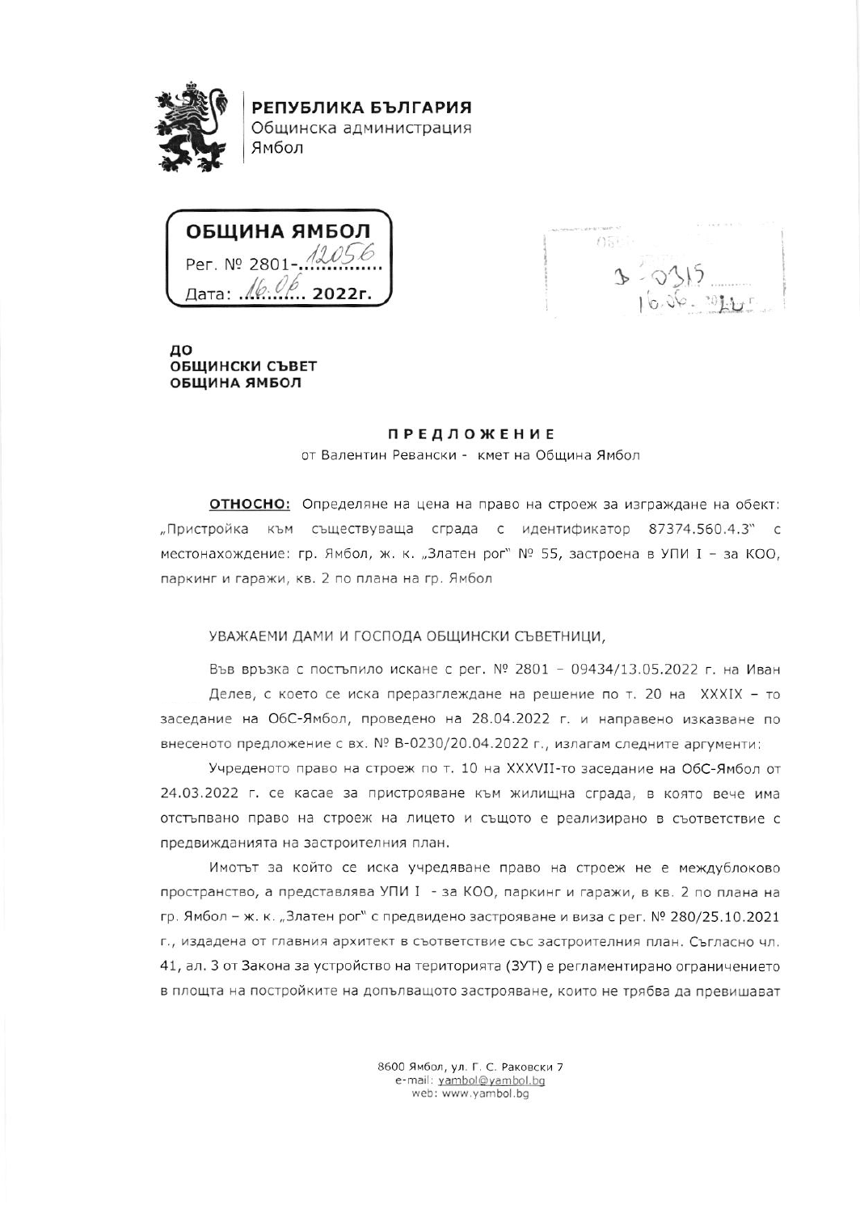**РЕПУБЛИКА БЪЛГАРИЯ**
Общинска администрация
Ямбол

**ОБЩИНА ЯМБОЛ**
Рег. № 2801-12056
Дата: 16.06. 2022г.

**ДО**
**ОБЩИНСКИ СЪВЕТ**
**ОБЩИНА ЯМБОЛ**

## ПРЕДЛОЖЕНИЕ

от Валентин Ревански - кмет на Община Ямбол

**ОТНОСНО:** Определяне на цена на право на строеж за изграждане на обект: „Пристройка към съществуваща сграда с идентификатор 87374.560.4.3" с местонахождение: гр. Ямбол, ж. к. „Златен рог" № 55, застроена в УПИ I – за КОО, паркинг и гаражи, кв. 2 по плана на гр. Ямбол

УВАЖАЕМИ ДАМИ И ГОСПОДА ОБЩИНСКИ СЪВЕТНИЦИ,

Във връзка с постъпило искане с рег. № 2801 – 09434/13.05.2022 г. на Иван Делев, с което се иска преразглеждане на решение по т. 20 на XXXIX – то заседание на ОбС-Ямбол, проведено на 28.04.2022 г. и направено изказване по внесеното предложение с вх. № В-0230/20.04.2022 г., излагам следните аргументи:

Учреденото право на строеж по т. 10 на XXXVII-то заседание на ОбС-Ямбол от 24.03.2022 г. се касае за пристрояване към жилищна сграда, в която вече има отстъпвано право на строеж на лицето и същото е реализирано в съответствие с предвижданията на застроителния план.

Имотът за който се иска учредяване право на строеж не е междублоково пространство, а представлява УПИ I - за КОО, паркинг и гаражи, в кв. 2 по плана на гр. Ямбол – ж. к. „Златен рог" с предвидено застрояване и виза с рег. № 280/25.10.2021 г., издадена от главния архитект в съответствие със застроителния план. Съгласно чл. 41, ал. 3 от Закона за устройство на територията (ЗУТ) е регламентирано ограничението в площта на постройките на допълващото застрояване, които не трябва да превишават

8600 Ямбол, ул. Г. С. Раковски 7
e-mail: yambol@yambol.bg
web: www.yambol.bg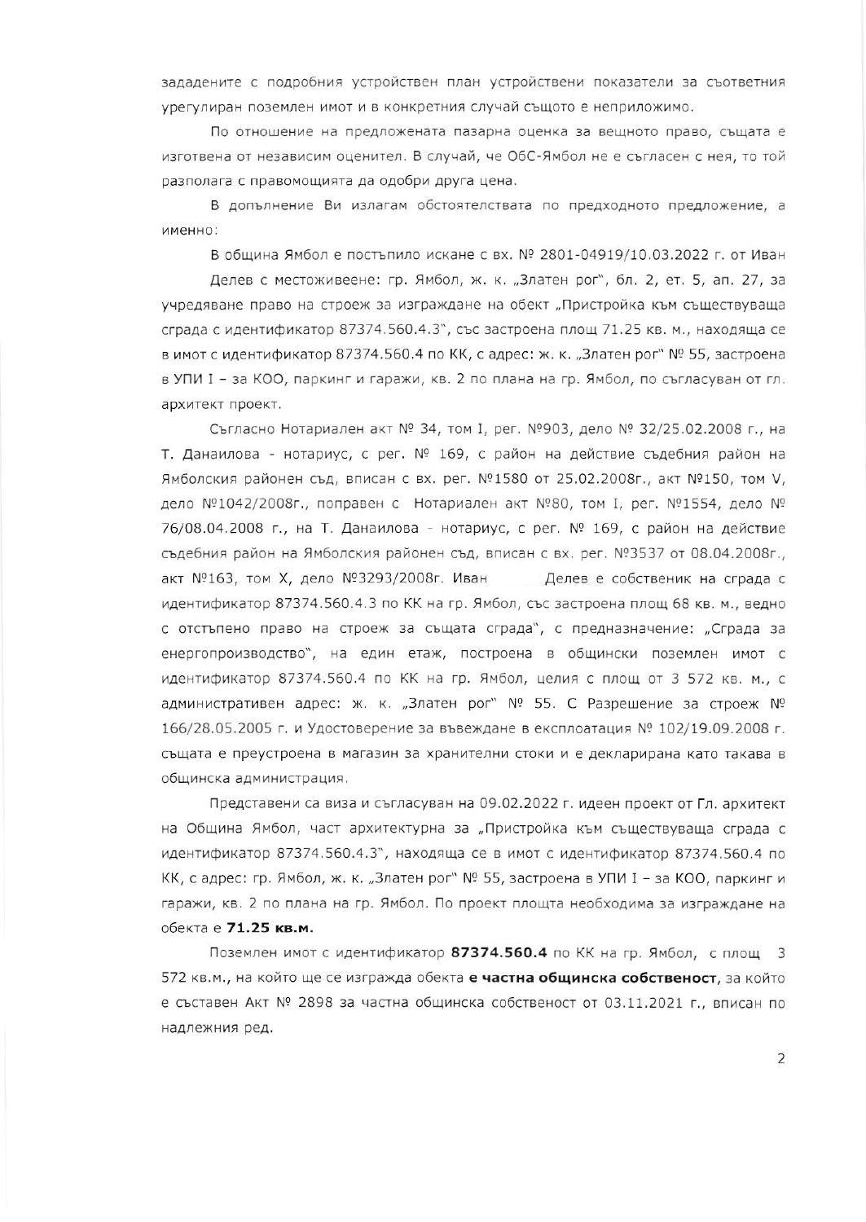зададените с подробния устройствен план устройствени показатели за съответния урегулиран поземлен имот и в конкретния случай същото е неприложимо.

По отношение на предложената пазарна оценка за вещното право, същата е изготвена от независим оценител. В случай, че ОбС-Ямбол не е съгласен с нея, то той разполага с правомощията да одобри друга цена.

В допълнение Ви излагам обстоятелствата по предходното предложение, а именно:

В община Ямбол е постъпило искане с вх. № 2801-04919/10.03.2022 г. от Иван Делев с местоживеене: гр. Ямбол, ж. к. „Златен рог", бл. 2, ет. 5, ап. 27, за учредяване право на строеж за изграждане на обект „Пристройка към съществуваща сграда с идентификатор 87374.560.4.3", със застроена площ 71.25 кв. м., находяща се в имот с идентификатор 87374.560.4 по КК, с адрес: ж. к. „Златен рог" № 55, застроена в УПИ I – за КОО, паркинг и гаражи, кв. 2 по плана на гр. Ямбол, по съгласуван от гл. архитект проект.

Съгласно Нотариален акт № 34, том I, рег. №903, дело № 32/25.02.2008 г., на Т. Данаилова - нотариус, с рег. № 169, с район на действие съдебния район на Ямболския районен съд, вписан с вх. рег. №1580 от 25.02.2008г., акт №150, том V, дело №1042/2008г., поправен с Нотариален акт №80, том I, рег. №1554, дело № 76/08.04.2008 г., на Т. Данаилова - нотариус, с рег. № 169, с район на действие съдебния район на Ямболския районен съд, вписан с вх. рег. №3537 от 08.04.2008г., акт №163, том X, дело №3293/2008г. Иван Делев е собственик на сграда с идентификатор 87374.560.4.3 по КК на гр. Ямбол, със застроена площ 68 кв. м., ведно с отстъпено право на строеж за същата сграда", с предназначение: „Сграда за енергопроизводство", на един етаж, построена в общински поземлен имот с идентификатор 87374.560.4 по КК на гр. Ямбол, целия с площ от 3 572 кв. м., с административен адрес: ж. к. „Златен рог" № 55. С Разрешение за строеж № 166/28.05.2005 г. и Удостоверение за въвеждане в експлоатация № 102/19.09.2008 г. същата е преустроена в магазин за хранителни стоки и е декларирана като такава в общинска администрация.

Представени са виза и съгласуван на 09.02.2022 г. идеен проект от Гл. архитект на Община Ямбол, част архитектурна за „Пристройка към съществуваща сграда с идентификатор 87374.560.4.3", находяща се в имот с идентификатор 87374.560.4 по КК, с адрес: гр. Ямбол, ж. к. „Златен рог" № 55, застроена в УПИ I – за КОО, паркинг и гаражи, кв. 2 по плана на гр. Ямбол. По проект площта необходима за изграждане на обекта е **71.25 кв.м.**

Поземлен имот с идентификатор **87374.560.4** по КК на гр. Ямбол, с площ 3 572 кв.м., на който ще се изгражда обекта **е частна общинска собственост**, за който е съставен Акт № 2898 за частна общинска собственост от 03.11.2021 г., вписан по надлежния ред.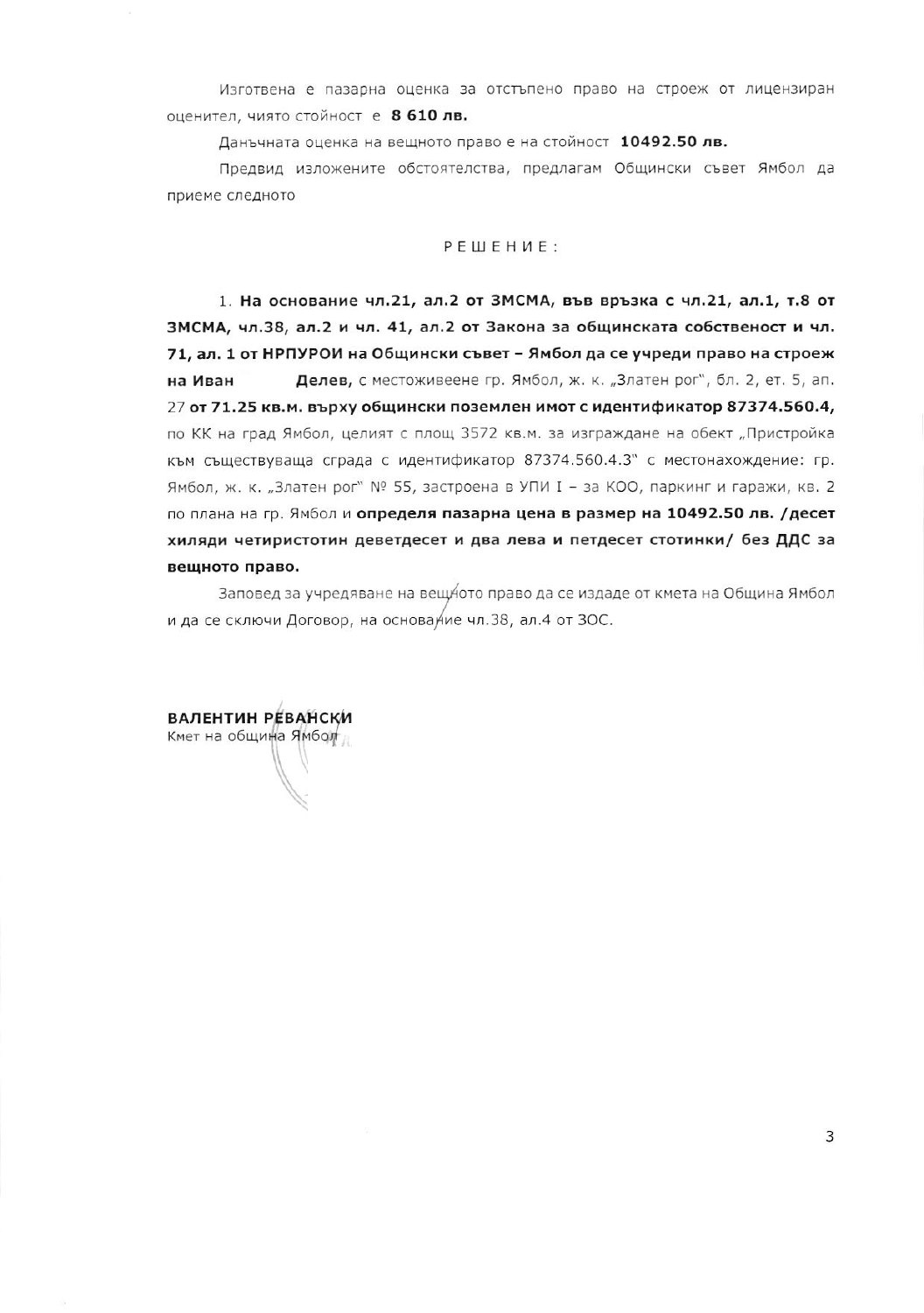Изготвена е пазарна оценка за отстъпено право на строеж от лицензиран оценител, чиято стойност е **8 610 лв.**

Данъчната оценка на вещното право е на стойност **10492.50 лв.**

Предвид изложените обстоятелства, предлагам Общински съвет Ямбол да приеме следното

РЕШЕНИЕ:

1. **На основание чл.21, ал.2 от ЗМСМА, във връзка с чл.21, ал.1, т.8 от ЗМСМА, чл.38, ал.2 и чл. 41, ал.2 от Закона за общинската собственост и чл. 71, ал. 1 от НРПУРОИ на Общински съвет – Ямбол да се учреди право на строеж на Иван Делев,** с местоживеене гр. Ямбол, ж. к. „Златен рог", бл. 2, ет. 5, ап. 27 **от 71.25 кв.м. върху общински поземлен имот с идентификатор 87374.560.4,** по КК на град Ямбол, целият с площ 3572 кв.м. за изграждане на обект „Пристройка към съществуваща сграда с идентификатор 87374.560.4.3" с местонахождение: гр. Ямбол, ж. к. „Златен рог" № 55, застроена в УПИ I – за КОО, паркинг и гаражи, кв. 2 по плана на гр. Ямбол и **определя пазарна цена в размер на 10492.50 лв. /десет хиляди четиристотин деветдесет и два лева и петдесет стотинки/ без ДДС за вещното право.**

Заповед за учредяване на вещното право да се издаде от кмета на Община Ямбол и да се сключи Договор, на основание чл.38, ал.4 от ЗОС.

**ВАЛЕНТИН РЕВАНСКИ**
Кмет на община Ямбол